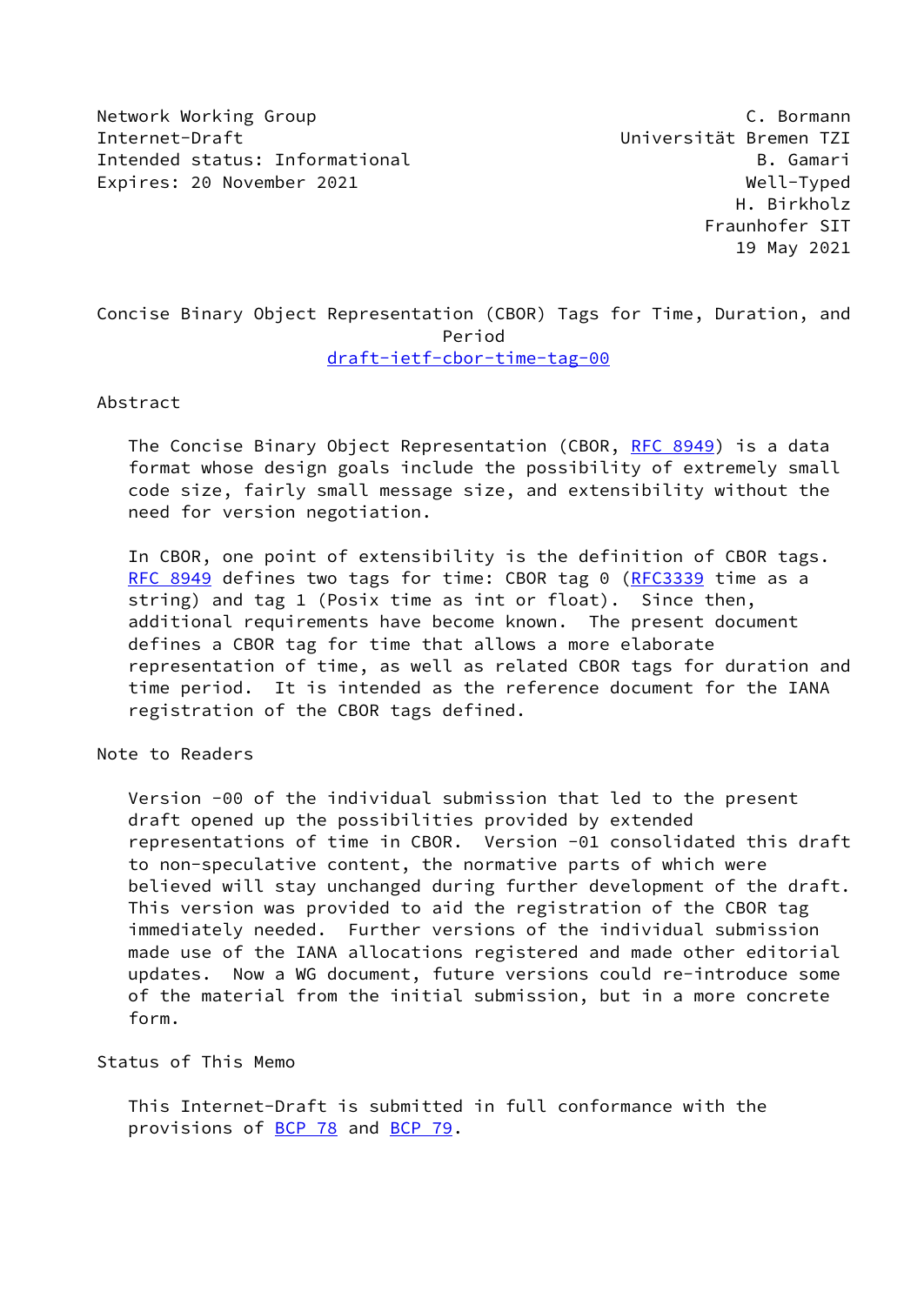Network Working Group C. Bormann
Internet-Draft Universität Bremen TZI
Intended status: Informational B. Gamari
Expires: 20 November 2021 Well-Typed
H. Birkholz
Fraunhofer SIT
19 May 2021

# Concise Binary Object Representation (CBOR) Tags for Time, Duration, and Period

draft-ietf-cbor-time-tag-00

## Abstract

The Concise Binary Object Representation (CBOR, RFC 8949) is a data format whose design goals include the possibility of extremely small code size, fairly small message size, and extensibility without the need for version negotiation.

In CBOR, one point of extensibility is the definition of CBOR tags. RFC 8949 defines two tags for time: CBOR tag 0 (RFC3339 time as a string) and tag 1 (Posix time as int or float). Since then, additional requirements have become known. The present document defines a CBOR tag for time that allows a more elaborate representation of time, as well as related CBOR tags for duration and time period. It is intended as the reference document for the IANA registration of the CBOR tags defined.

## Note to Readers

Version -00 of the individual submission that led to the present draft opened up the possibilities provided by extended representations of time in CBOR. Version -01 consolidated this draft to non-speculative content, the normative parts of which were believed will stay unchanged during further development of the draft. This version was provided to aid the registration of the CBOR tag immediately needed. Further versions of the individual submission made use of the IANA allocations registered and made other editorial updates. Now a WG document, future versions could re-introduce some of the material from the initial submission, but in a more concrete form.

## Status of This Memo

This Internet-Draft is submitted in full conformance with the provisions of BCP 78 and BCP 79.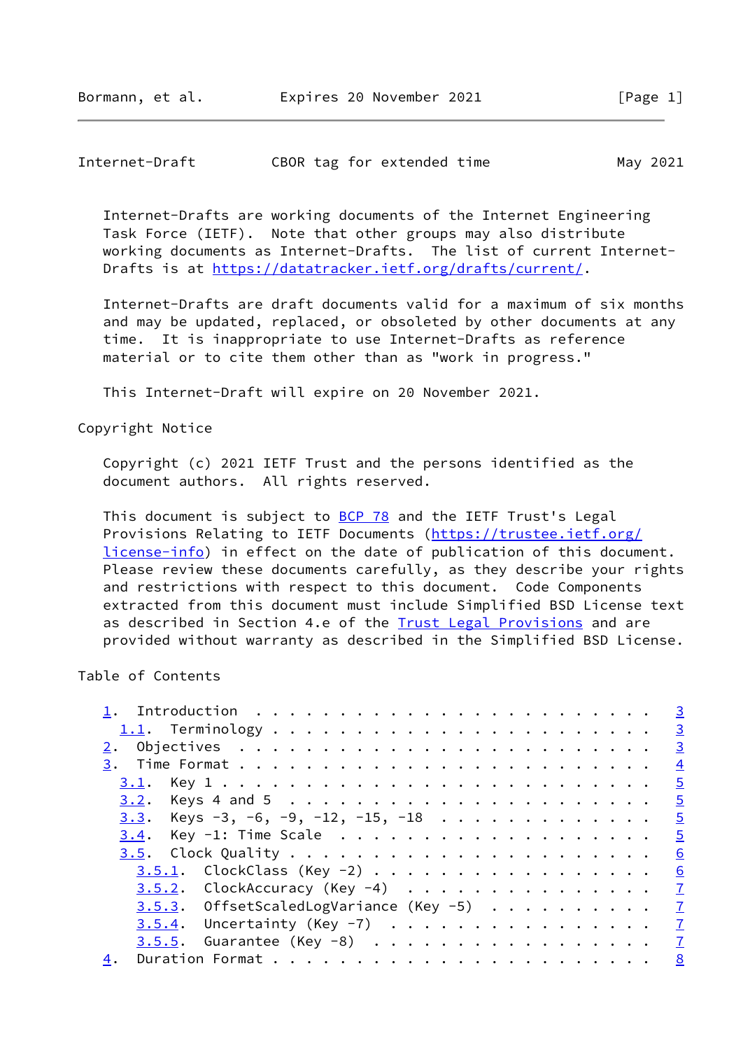Internet-Drafts are working documents of the Internet Engineering Task Force (IETF). Note that other groups may also distribute working documents as Internet-Drafts. The list of current Internet-Drafts is at https://datatracker.ietf.org/drafts/current/.

Internet-Drafts are draft documents valid for a maximum of six months and may be updated, replaced, or obsoleted by other documents at any time. It is inappropriate to use Internet-Drafts as reference material or to cite them other than as "work in progress."

This Internet-Draft will expire on 20 November 2021.

## Copyright Notice

Copyright (c) 2021 IETF Trust and the persons identified as the document authors. All rights reserved.

This document is subject to BCP 78 and the IETF Trust's Legal Provisions Relating to IETF Documents (https://trustee.ietf.org/license-info) in effect on the date of publication of this document. Please review these documents carefully, as they describe your rights and restrictions with respect to this document. Code Components extracted from this document must include Simplified BSD License text as described in Section 4.e of the Trust Legal Provisions and are provided without warranty as described in the Simplified BSD License.

## Table of Contents

```
   1.  Introduction . . . . . . . . . . . . . . . . . . . . . . . .   3
     1.1.  Terminology . . . . . . . . . . . . . . . . . . . . . . .   3
   2.  Objectives . . . . . . . . . . . . . . . . . . . . . . . . .   3
   3.  Time Format . . . . . . . . . . . . . . . . . . . . . . . . .   4
     3.1.  Key 1 . . . . . . . . . . . . . . . . . . . . . . . . . .   5
     3.2.  Keys 4 and 5  . . . . . . . . . . . . . . . . . . . . . .   5
     3.3.  Keys -3, -6, -9, -12, -15, -18  . . . . . . . . . . . . .   5
     3.4.  Key -1: Time Scale  . . . . . . . . . . . . . . . . . . .   5
     3.5.  Clock Quality . . . . . . . . . . . . . . . . . . . . . .   6
       3.5.1.  ClockClass (Key -2) . . . . . . . . . . . . . . . . .   6
       3.5.2.  ClockAccuracy (Key -4)  . . . . . . . . . . . . . . .   7
       3.5.3.  OffsetScaledLogVariance (Key -5)  . . . . . . . . . .   7
       3.5.4.  Uncertainty (Key -7)  . . . . . . . . . . . . . . . .   7
       3.5.5.  Guarantee (Key -8)  . . . . . . . . . . . . . . . . .   7
   4.  Duration Format . . . . . . . . . . . . . . . . . . . . . . .   8
```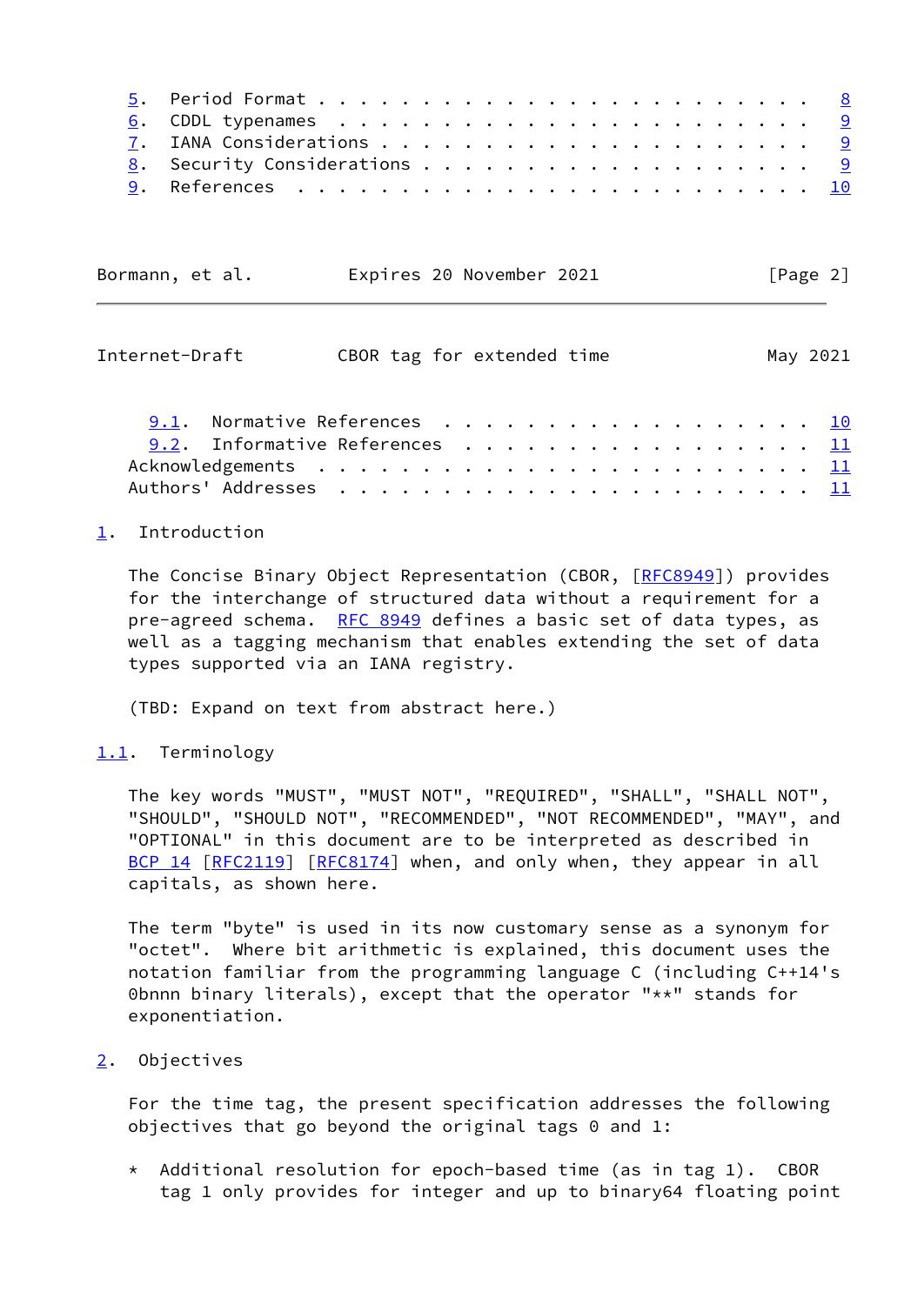5. Period Format . . . . . . . . . . . . . . . . . . . . . . . . 8
6. CDDL typenames . . . . . . . . . . . . . . . . . . . . . . . . 9
7. IANA Considerations . . . . . . . . . . . . . . . . . . . . . 9
8. Security Considerations . . . . . . . . . . . . . . . . . . . 9
9. References . . . . . . . . . . . . . . . . . . . . . . . . . 10
  9.1. Normative References . . . . . . . . . . . . . . . . . . 10
  9.2. Informative References . . . . . . . . . . . . . . . . . 11
Acknowledgements . . . . . . . . . . . . . . . . . . . . . . . . 11
Authors' Addresses . . . . . . . . . . . . . . . . . . . . . . . 11

# 1. Introduction

The Concise Binary Object Representation (CBOR, [RFC8949]) provides for the interchange of structured data without a requirement for a pre-agreed schema. RFC 8949 defines a basic set of data types, as well as a tagging mechanism that enables extending the set of data types supported via an IANA registry.

(TBD: Expand on text from abstract here.)

## 1.1. Terminology

The key words "MUST", "MUST NOT", "REQUIRED", "SHALL", "SHALL NOT", "SHOULD", "SHOULD NOT", "RECOMMENDED", "NOT RECOMMENDED", "MAY", and "OPTIONAL" in this document are to be interpreted as described in BCP 14 [RFC2119] [RFC8174] when, and only when, they appear in all capitals, as shown here.

The term "byte" is used in its now customary sense as a synonym for "octet". Where bit arithmetic is explained, this document uses the notation familiar from the programming language C (including C++14's 0bnnn binary literals), except that the operator "**" stands for exponentiation.

# 2. Objectives

For the time tag, the present specification addresses the following objectives that go beyond the original tags 0 and 1:

* Additional resolution for epoch-based time (as in tag 1). CBOR tag 1 only provides for integer and up to binary64 floating point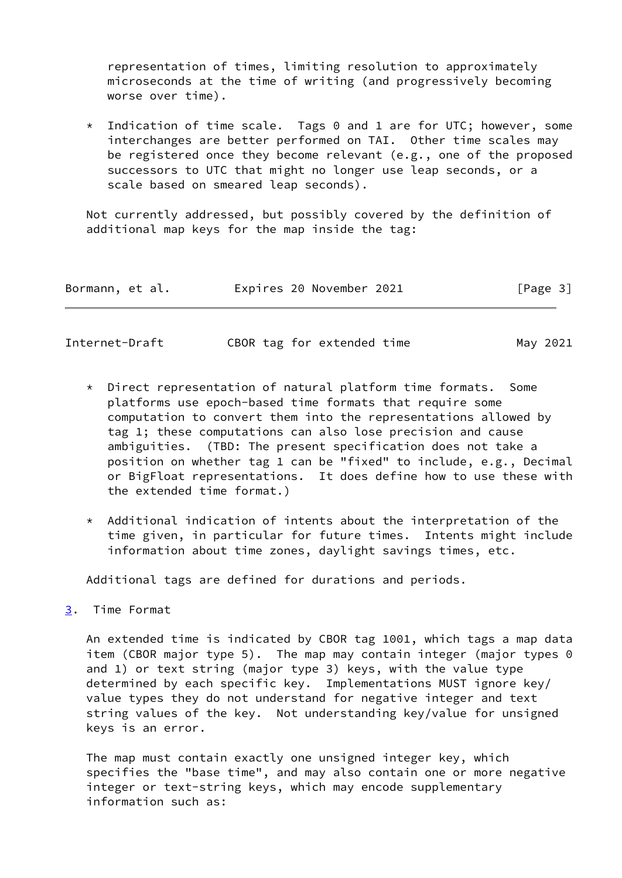representation of times, limiting resolution to approximately microseconds at the time of writing (and progressively becoming worse over time).

* Indication of time scale. Tags 0 and 1 are for UTC; however, some interchanges are better performed on TAI. Other time scales may be registered once they become relevant (e.g., one of the proposed successors to UTC that might no longer use leap seconds, or a scale based on smeared leap seconds).

Not currently addressed, but possibly covered by the definition of additional map keys for the map inside the tag:

* Direct representation of natural platform time formats. Some platforms use epoch-based time formats that require some computation to convert them into the representations allowed by tag 1; these computations can also lose precision and cause ambiguities. (TBD: The present specification does not take a position on whether tag 1 can be "fixed" to include, e.g., Decimal or BigFloat representations. It does define how to use these with the extended time format.)

* Additional indication of intents about the interpretation of the time given, in particular for future times. Intents might include information about time zones, daylight savings times, etc.

Additional tags are defined for durations and periods.

## 3. Time Format

An extended time is indicated by CBOR tag 1001, which tags a map data item (CBOR major type 5). The map may contain integer (major types 0 and 1) or text string (major type 3) keys, with the value type determined by each specific key. Implementations MUST ignore key/value types they do not understand for negative integer and text string values of the key. Not understanding key/value for unsigned keys is an error.

The map must contain exactly one unsigned integer key, which specifies the "base time", and may also contain one or more negative integer or text-string keys, which may encode supplementary information such as: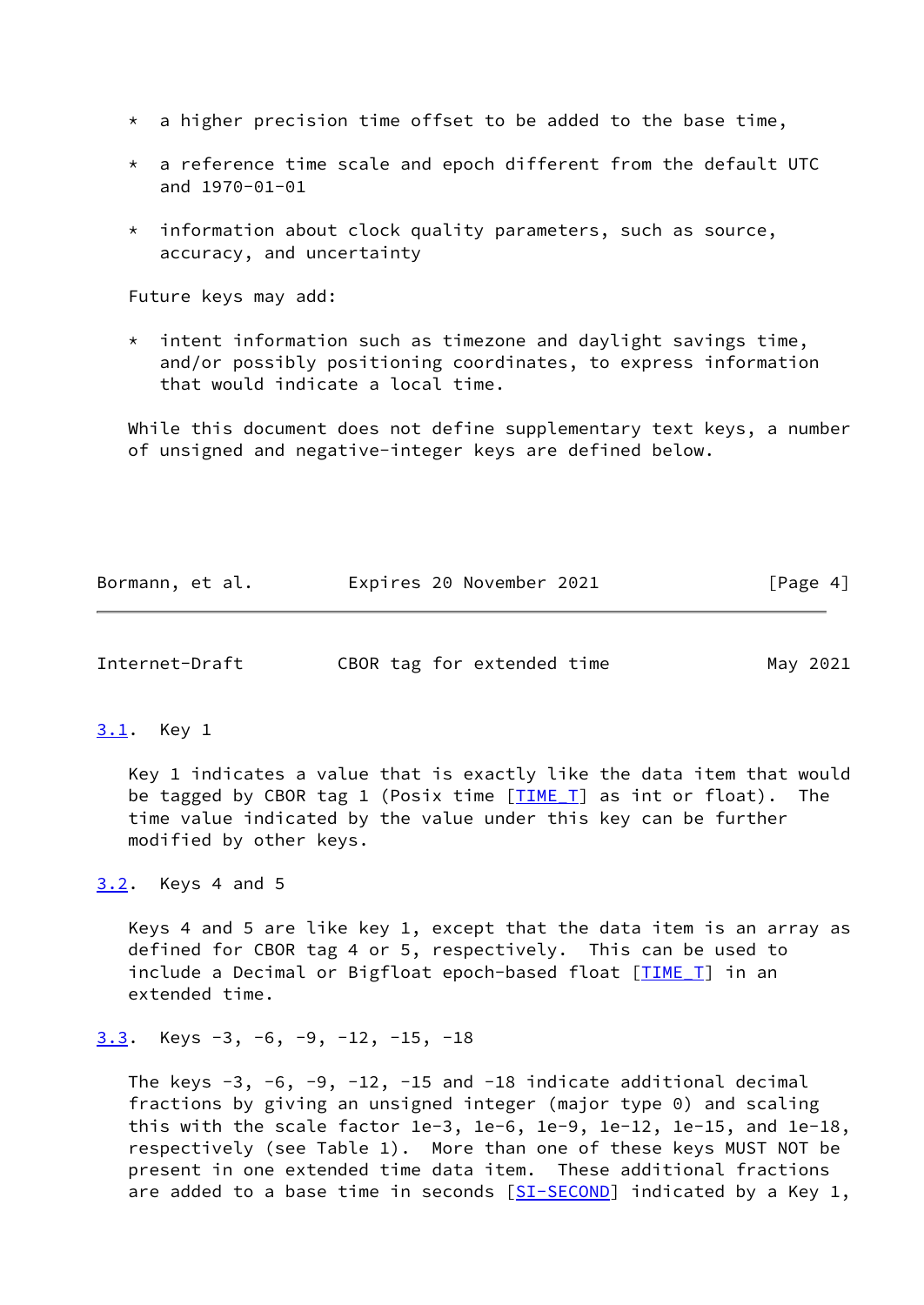* a higher precision time offset to be added to the base time,

* a reference time scale and epoch different from the default UTC and 1970-01-01

* information about clock quality parameters, such as source, accuracy, and uncertainty

Future keys may add:

* intent information such as timezone and daylight savings time, and/or possibly positioning coordinates, to express information that would indicate a local time.

While this document does not define supplementary text keys, a number of unsigned and negative-integer keys are defined below.

### 3.1. Key 1

Key 1 indicates a value that is exactly like the data item that would be tagged by CBOR tag 1 (Posix time [TIME_T] as int or float). The time value indicated by the value under this key can be further modified by other keys.

### 3.2. Keys 4 and 5

Keys 4 and 5 are like key 1, except that the data item is an array as defined for CBOR tag 4 or 5, respectively. This can be used to include a Decimal or Bigfloat epoch-based float [TIME_T] in an extended time.

### 3.3. Keys -3, -6, -9, -12, -15, -18

The keys -3, -6, -9, -12, -15 and -18 indicate additional decimal fractions by giving an unsigned integer (major type 0) and scaling this with the scale factor 1e-3, 1e-6, 1e-9, 1e-12, 1e-15, and 1e-18, respectively (see Table 1). More than one of these keys MUST NOT be present in one extended time data item. These additional fractions are added to a base time in seconds [SI-SECOND] indicated by a Key 1,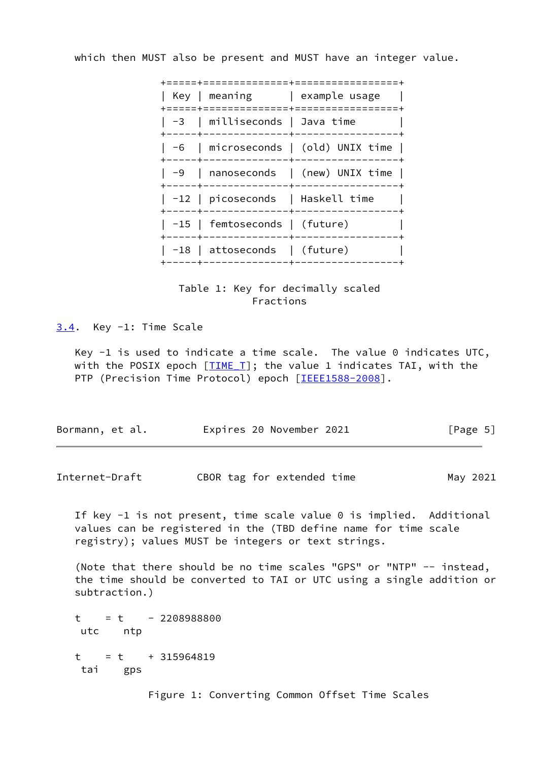which then MUST also be present and MUST have an integer value.

| Key | meaning | example usage |
|---|---|---|
| -3 | milliseconds | Java time |
| -6 | microseconds | (old) UNIX time |
| -9 | nanoseconds | (new) UNIX time |
| -12 | picoseconds | Haskell time |
| -15 | femtoseconds | (future) |
| -18 | attoseconds | (future) |

Table 1: Key for decimally scaled Fractions

### 3.4. Key -1: Time Scale

Key -1 is used to indicate a time scale. The value 0 indicates UTC, with the POSIX epoch [TIME_T]; the value 1 indicates TAI, with the PTP (Precision Time Protocol) epoch [IEEE1588-2008].

If key -1 is not present, time scale value 0 is implied. Additional values can be registered in the (TBD define name for time scale registry); values MUST be integers or text strings.

(Note that there should be no time scales "GPS" or "NTP" -- instead, the time should be converted to TAI or UTC using a single addition or subtraction.)

$$t_{utc} = t_{ntp} - 2208988800$$

$$t_{tai} = t_{gps} + 315964819$$

Figure 1: Converting Common Offset Time Scales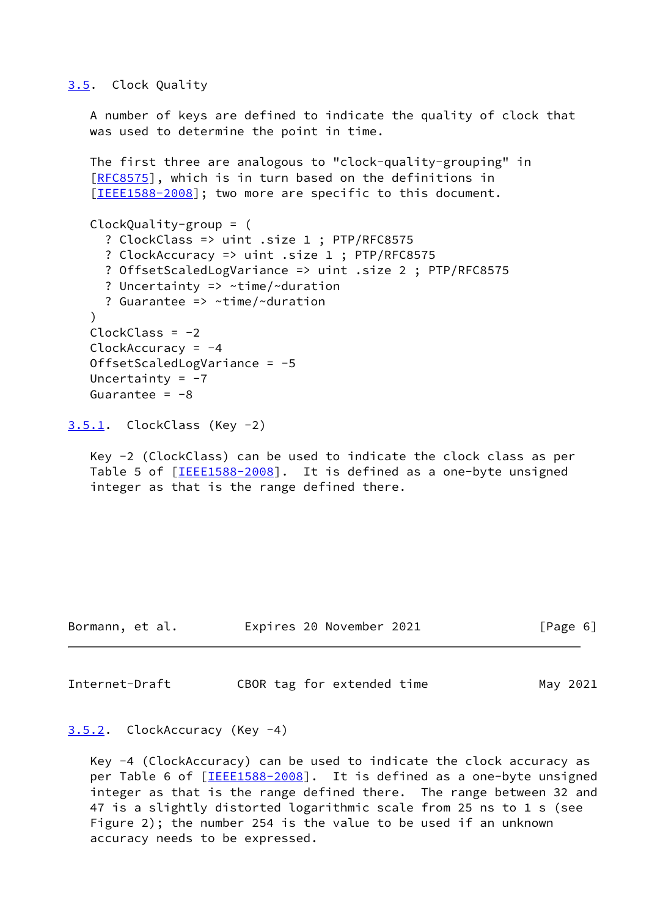### 3.5. Clock Quality

A number of keys are defined to indicate the quality of clock that was used to determine the point in time.

The first three are analogous to "clock-quality-grouping" in [RFC8575], which is in turn based on the definitions in [IEEE1588-2008]; two more are specific to this document.

```
ClockQuality-group = (
  ? ClockClass => uint .size 1 ; PTP/RFC8575
  ? ClockAccuracy => uint .size 1 ; PTP/RFC8575
  ? OffsetScaledLogVariance => uint .size 2 ; PTP/RFC8575
  ? Uncertainty => ~time/~duration
  ? Guarantee => ~time/~duration
)
ClockClass = -2
ClockAccuracy = -4
OffsetScaledLogVariance = -5
Uncertainty = -7
Guarantee = -8
```

#### 3.5.1. ClockClass (Key -2)

Key -2 (ClockClass) can be used to indicate the clock class as per Table 5 of [IEEE1588-2008]. It is defined as a one-byte unsigned integer as that is the range defined there.

#### 3.5.2. ClockAccuracy (Key -4)

Key -4 (ClockAccuracy) can be used to indicate the clock accuracy as per Table 6 of [IEEE1588-2008]. It is defined as a one-byte unsigned integer as that is the range defined there. The range between 32 and 47 is a slightly distorted logarithmic scale from 25 ns to 1 s (see Figure 2); the number 254 is the value to be used if an unknown accuracy needs to be expressed.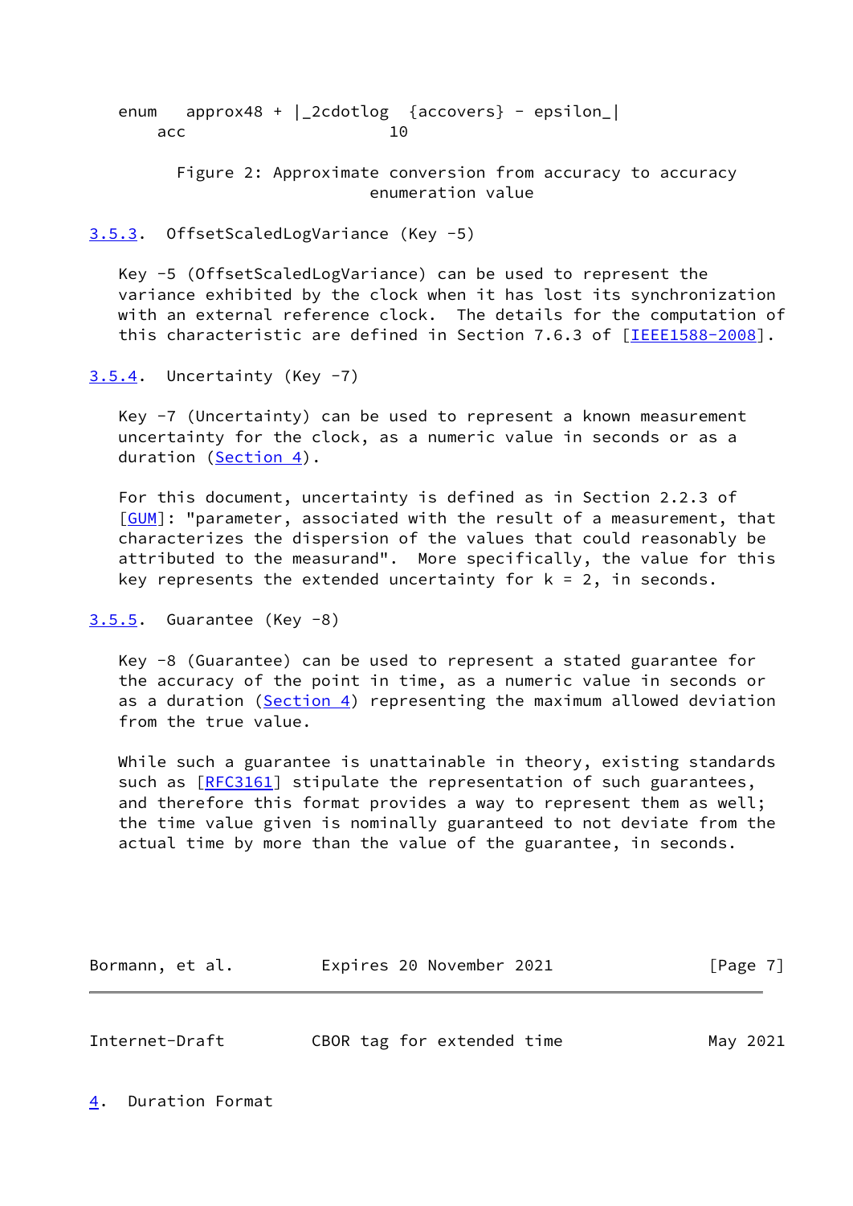$$enum_{acc} \approx 48 + \lfloor 2 \cdot \log_{10} \{accovers\} - \epsilon \rfloor$$

Figure 2: Approximate conversion from accuracy to accuracy enumeration value

### 3.5.3. OffsetScaledLogVariance (Key -5)

Key -5 (OffsetScaledLogVariance) can be used to represent the variance exhibited by the clock when it has lost its synchronization with an external reference clock. The details for the computation of this characteristic are defined in Section 7.6.3 of [IEEE1588-2008].

### 3.5.4. Uncertainty (Key -7)

Key -7 (Uncertainty) can be used to represent a known measurement uncertainty for the clock, as a numeric value in seconds or as a duration (Section 4).

For this document, uncertainty is defined as in Section 2.2.3 of [GUM]: "parameter, associated with the result of a measurement, that characterizes the dispersion of the values that could reasonably be attributed to the measurand". More specifically, the value for this key represents the extended uncertainty for k = 2, in seconds.

### 3.5.5. Guarantee (Key -8)

Key -8 (Guarantee) can be used to represent a stated guarantee for the accuracy of the point in time, as a numeric value in seconds or as a duration (Section 4) representing the maximum allowed deviation from the true value.

While such a guarantee is unattainable in theory, existing standards such as [RFC3161] stipulate the representation of such guarantees, and therefore this format provides a way to represent them as well; the time value given is nominally guaranteed to not deviate from the actual time by more than the value of the guarantee, in seconds.

## 4. Duration Format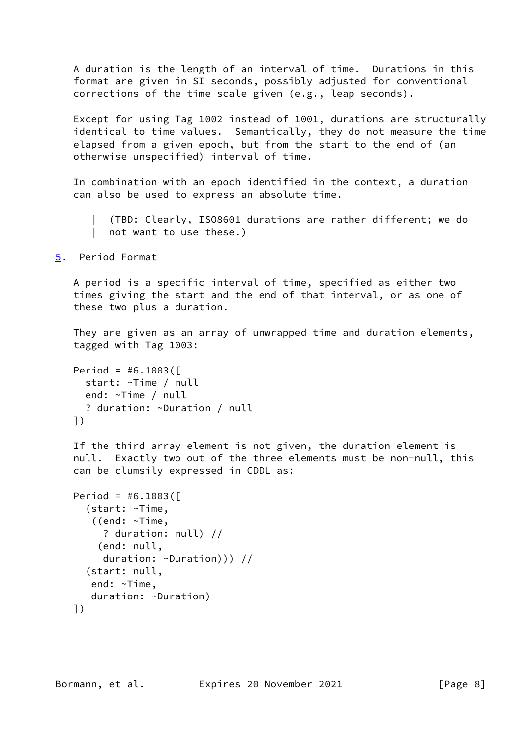A duration is the length of an interval of time. Durations in this format are given in SI seconds, possibly adjusted for conventional corrections of the time scale given (e.g., leap seconds).

Except for using Tag 1002 instead of 1001, durations are structurally identical to time values. Semantically, they do not measure the time elapsed from a given epoch, but from the start to the end of (an otherwise unspecified) interval of time.

In combination with an epoch identified in the context, a duration can also be used to express an absolute time.

> (TBD: Clearly, ISO8601 durations are rather different; we do not want to use these.)

## 5. Period Format

A period is a specific interval of time, specified as either two times giving the start and the end of that interval, or as one of these two plus a duration.

They are given as an array of unwrapped time and duration elements, tagged with Tag 1003:

```
Period = #6.1003([
  start: ~Time / null
  end: ~Time / null
  ? duration: ~Duration / null
])
```

If the third array element is not given, the duration element is null. Exactly two out of the three elements must be non-null, this can be clumsily expressed in CDDL as:

```
Period = #6.1003([
  (start: ~Time,
   ((end: ~Time,
     ? duration: null) //
    (end: null,
     duration: ~Duration))) //
  (start: null,
   end: ~Time,
   duration: ~Duration)
])
```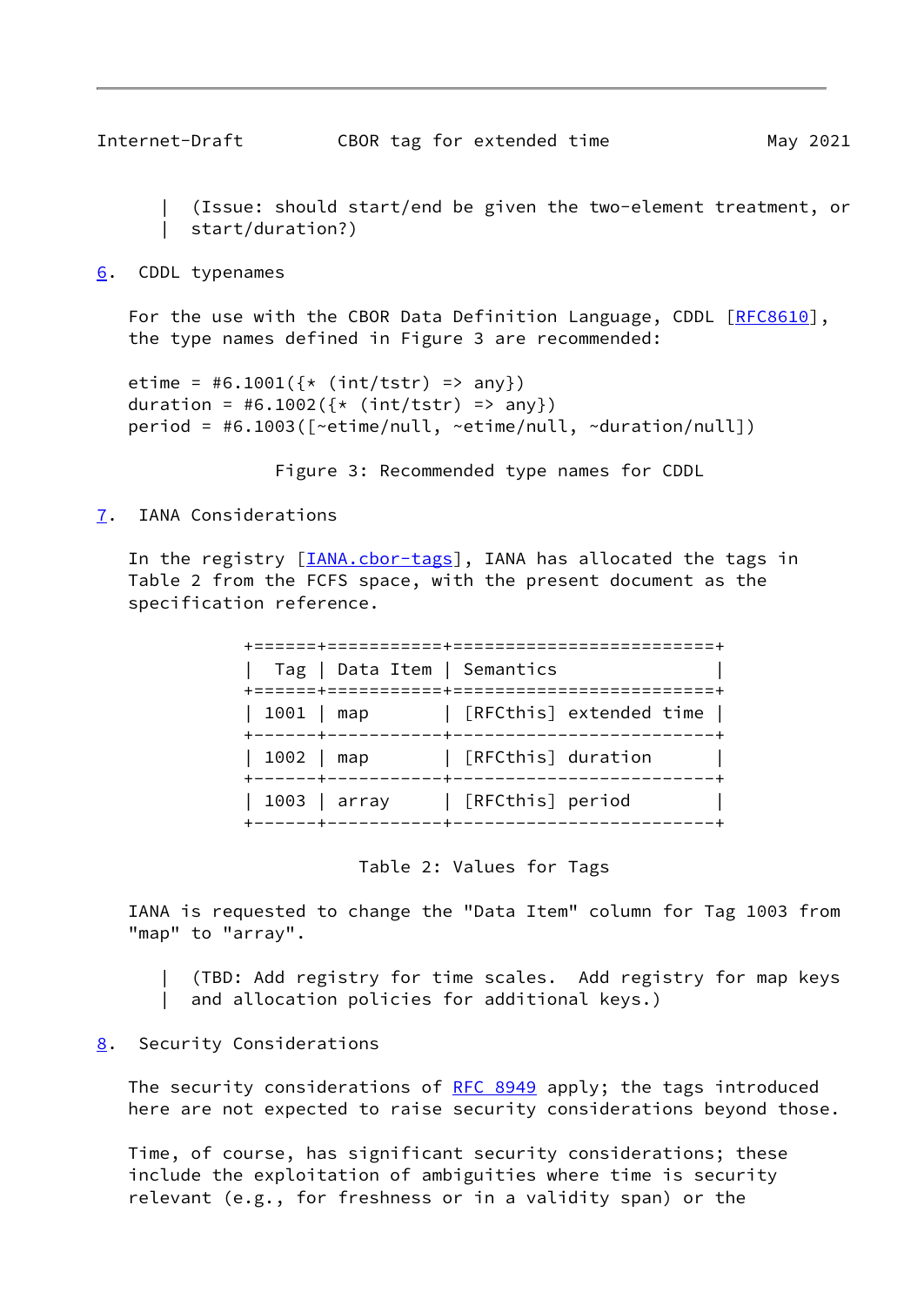> (Issue: should start/end be given the two-element treatment, or start/duration?)

## 6. CDDL typenames

For the use with the CBOR Data Definition Language, CDDL [RFC8610], the type names defined in Figure 3 are recommended:

```
etime = #6.1001({* (int/tstr) => any})
duration = #6.1002({* (int/tstr) => any})
period = #6.1003([~etime/null, ~etime/null, ~duration/null])
```

Figure 3: Recommended type names for CDDL

## 7. IANA Considerations

In the registry [IANA.cbor-tags], IANA has allocated the tags in Table 2 from the FCFS space, with the present document as the specification reference.

| Tag | Data Item | Semantics |
|---|---|---|
| 1001 | map | [RFCthis] extended time |
| 1002 | map | [RFCthis] duration |
| 1003 | array | [RFCthis] period |

Table 2: Values for Tags

IANA is requested to change the "Data Item" column for Tag 1003 from "map" to "array".

> (TBD: Add registry for time scales. Add registry for map keys and allocation policies for additional keys.)

## 8. Security Considerations

The security considerations of RFC 8949 apply; the tags introduced here are not expected to raise security considerations beyond those.

Time, of course, has significant security considerations; these include the exploitation of ambiguities where time is security relevant (e.g., for freshness or in a validity span) or the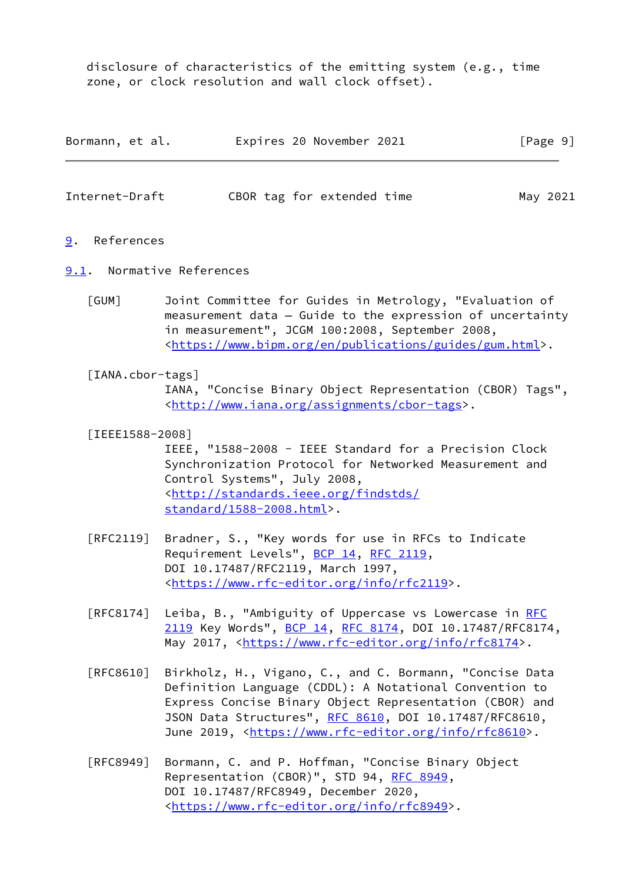disclosure of characteristics of the emitting system (e.g., time zone, or clock resolution and wall clock offset).

# 9. References

## 9.1. Normative References

[GUM] Joint Committee for Guides in Metrology, "Evaluation of measurement data — Guide to the expression of uncertainty in measurement", JCGM 100:2008, September 2008, <https://www.bipm.org/en/publications/guides/gum.html>.

[IANA.cbor-tags] IANA, "Concise Binary Object Representation (CBOR) Tags", <http://www.iana.org/assignments/cbor-tags>.

[IEEE1588-2008] IEEE, "1588-2008 - IEEE Standard for a Precision Clock Synchronization Protocol for Networked Measurement and Control Systems", July 2008, <http://standards.ieee.org/findstds/standard/1588-2008.html>.

[RFC2119] Bradner, S., "Key words for use in RFCs to Indicate Requirement Levels", BCP 14, RFC 2119, DOI 10.17487/RFC2119, March 1997, <https://www.rfc-editor.org/info/rfc2119>.

[RFC8174] Leiba, B., "Ambiguity of Uppercase vs Lowercase in RFC 2119 Key Words", BCP 14, RFC 8174, DOI 10.17487/RFC8174, May 2017, <https://www.rfc-editor.org/info/rfc8174>.

[RFC8610] Birkholz, H., Vigano, C., and C. Bormann, "Concise Data Definition Language (CDDL): A Notational Convention to Express Concise Binary Object Representation (CBOR) and JSON Data Structures", RFC 8610, DOI 10.17487/RFC8610, June 2019, <https://www.rfc-editor.org/info/rfc8610>.

[RFC8949] Bormann, C. and P. Hoffman, "Concise Binary Object Representation (CBOR)", STD 94, RFC 8949, DOI 10.17487/RFC8949, December 2020, <https://www.rfc-editor.org/info/rfc8949>.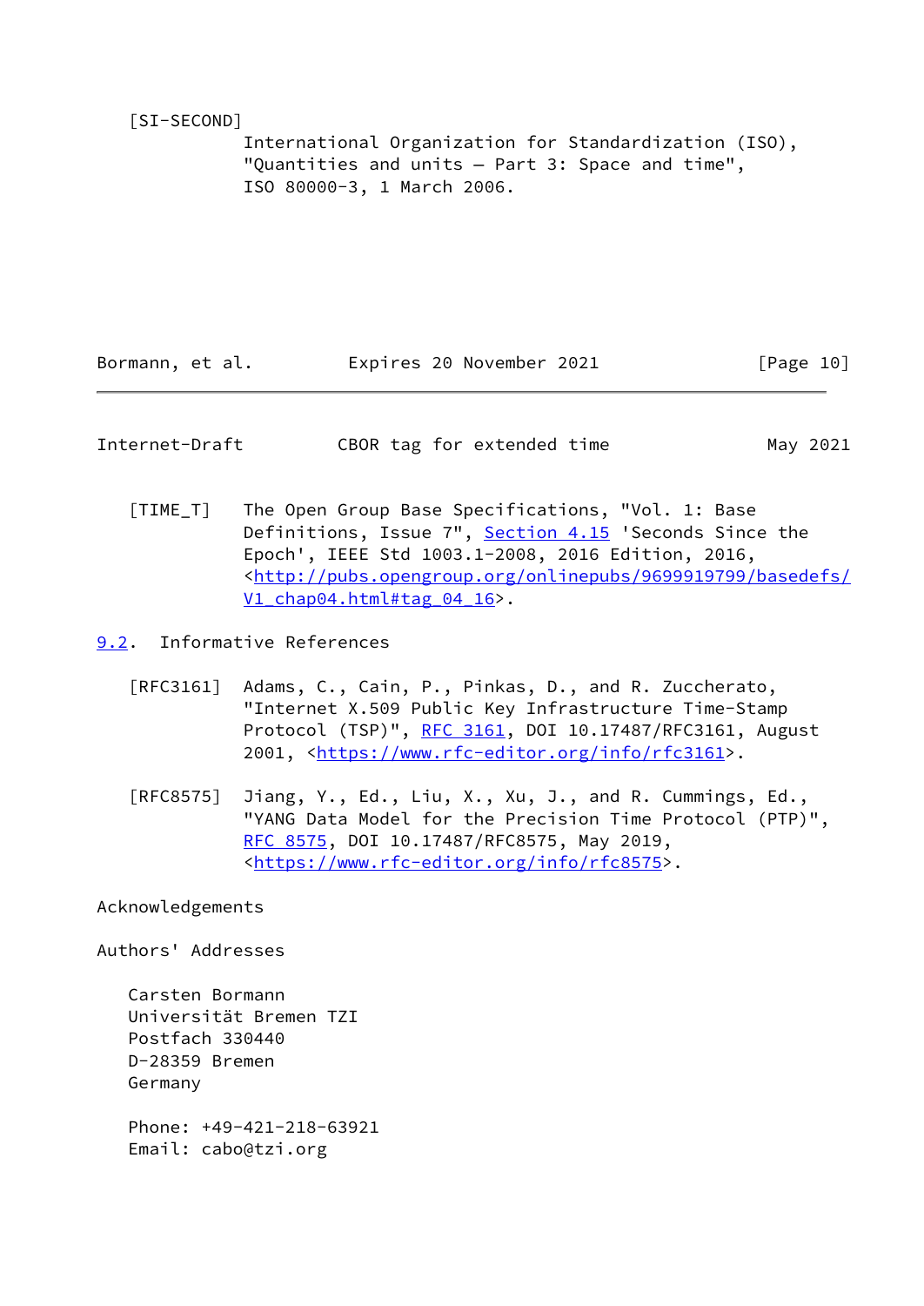[SI-SECOND]
International Organization for Standardization (ISO), "Quantities and units — Part 3: Space and time", ISO 80000-3, 1 March 2006.

[TIME_T]
The Open Group Base Specifications, "Vol. 1: Base Definitions, Issue 7", Section 4.15 'Seconds Since the Epoch', IEEE Std 1003.1-2008, 2016 Edition, 2016, <http://pubs.opengroup.org/onlinepubs/9699919799/basedefs/V1_chap04.html#tag_04_16>.

## 9.2. Informative References

[RFC3161]
Adams, C., Cain, P., Pinkas, D., and R. Zuccherato, "Internet X.509 Public Key Infrastructure Time-Stamp Protocol (TSP)", RFC 3161, DOI 10.17487/RFC3161, August 2001, <https://www.rfc-editor.org/info/rfc3161>.

[RFC8575]
Jiang, Y., Ed., Liu, X., Xu, J., and R. Cummings, Ed., "YANG Data Model for the Precision Time Protocol (PTP)", RFC 8575, DOI 10.17487/RFC8575, May 2019, <https://www.rfc-editor.org/info/rfc8575>.

## Acknowledgements

## Authors' Addresses

Carsten Bormann
Universität Bremen TZI
Postfach 330440
D-28359 Bremen
Germany

Phone: +49-421-218-63921
Email: cabo@tzi.org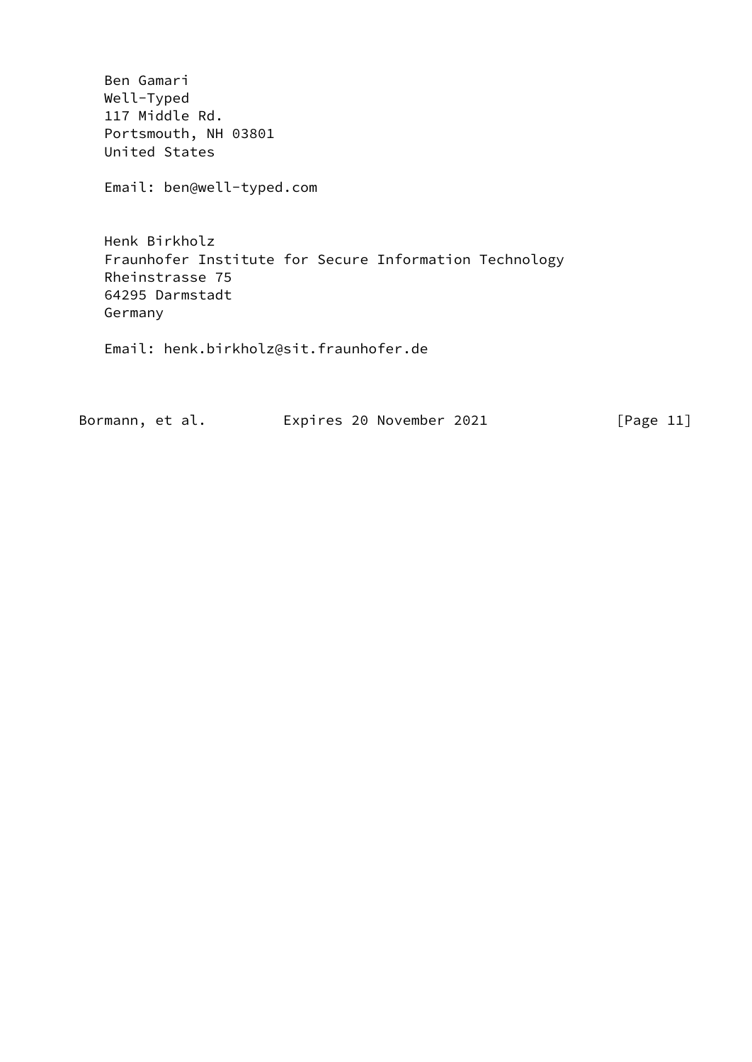Ben Gamari
Well-Typed
117 Middle Rd.
Portsmouth, NH 03801
United States

Email: ben@well-typed.com

Henk Birkholz
Fraunhofer Institute for Secure Information Technology
Rheinstrasse 75
64295 Darmstadt
Germany

Email: henk.birkholz@sit.fraunhofer.de